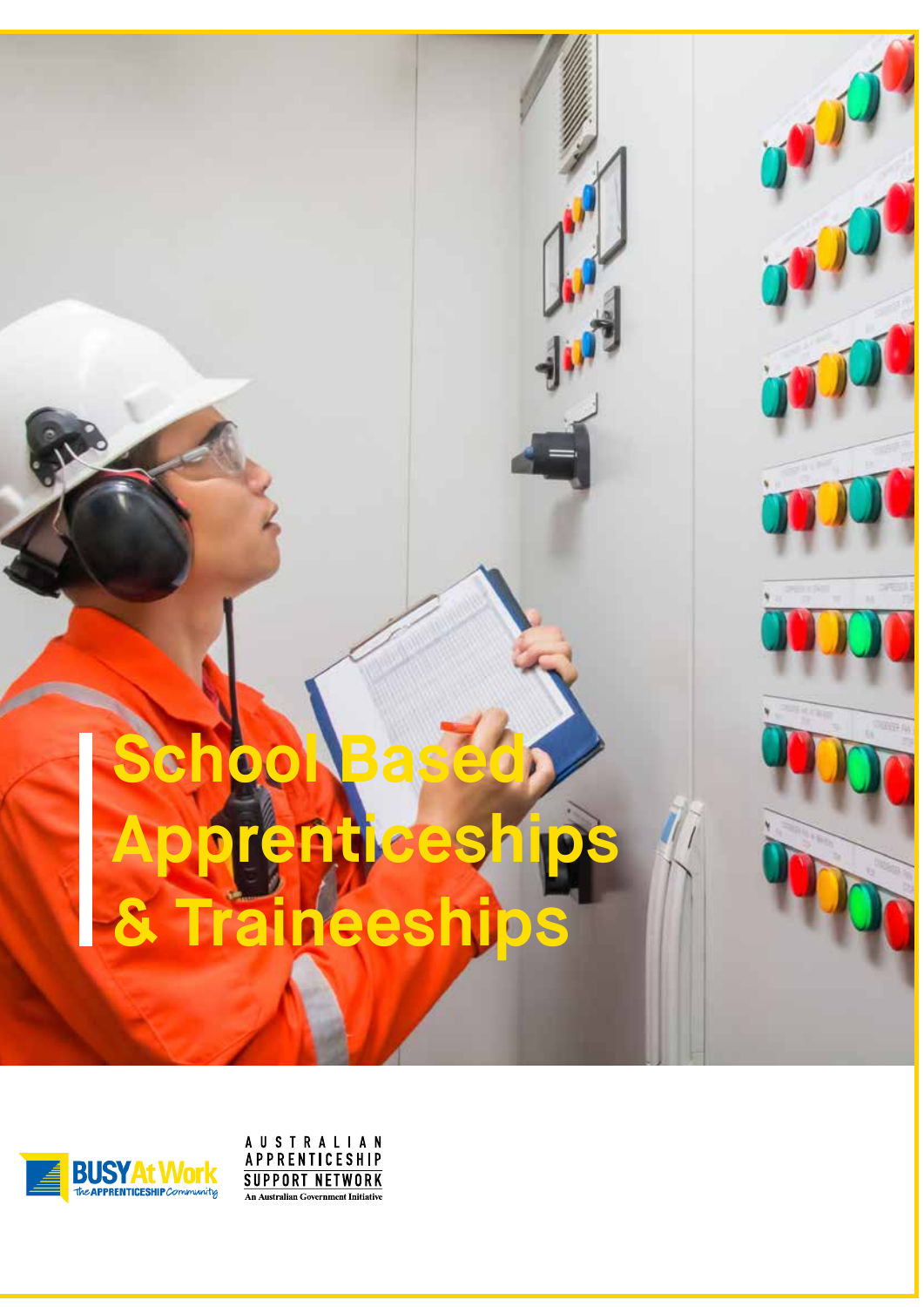# School Based Apprenticeships & Traineeships

BUSY At Work
the APPRENTICESHIP Community

AUSTRALIAN APPRENTICESHIP SUPPORT NETWORK
An Australian Government Initiative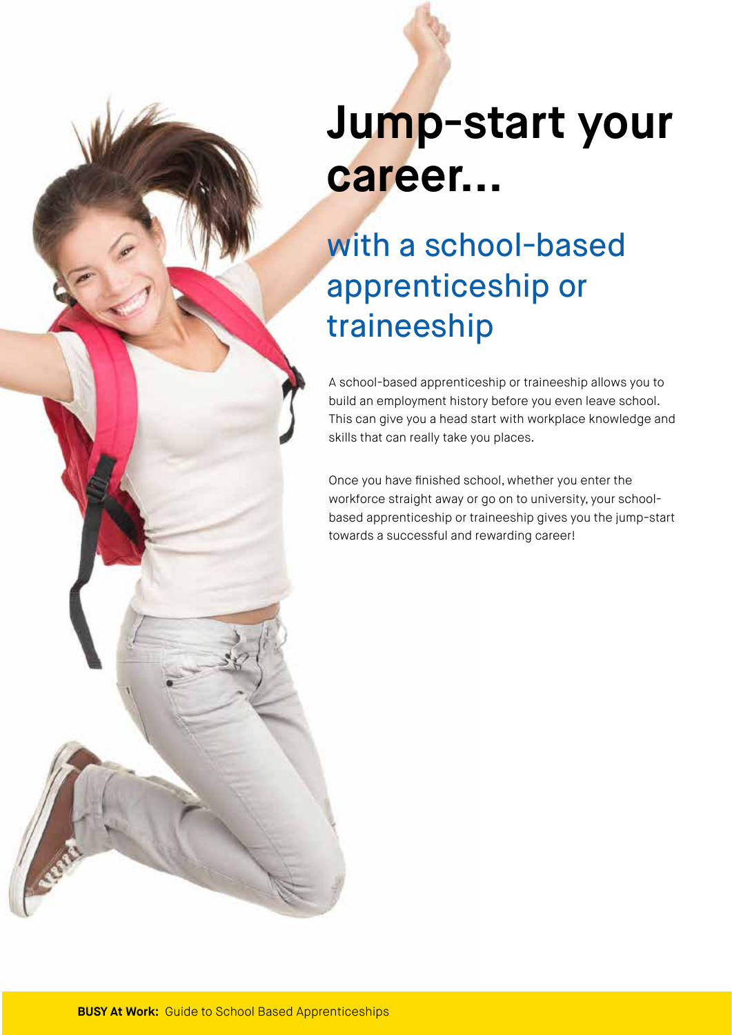# Jump-start your career...

## with a school-based apprenticeship or traineeship

A school-based apprenticeship or traineeship allows you to build an employment history before you even leave school. This can give you a head start with workplace knowledge and skills that can really take you places.

Once you have finished school, whether you enter the workforce straight away or go on to university, your school-based apprenticeship or traineeship gives you the jump-start towards a successful and rewarding career!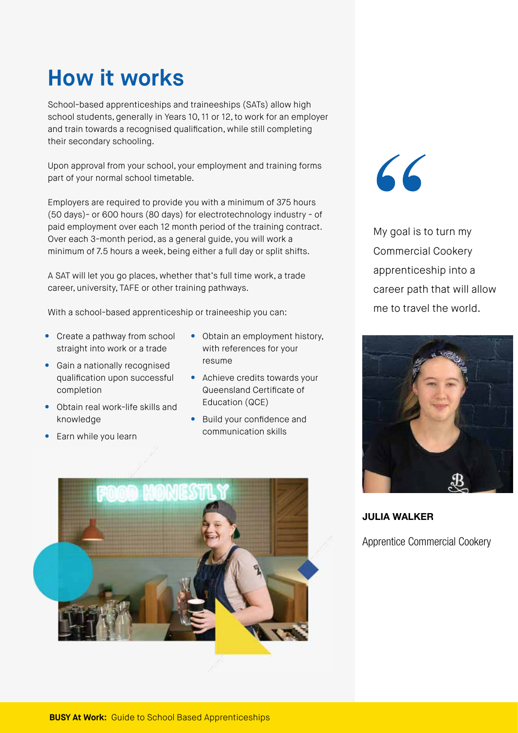# How it works

School-based apprenticeships and traineeships (SATs) allow high school students, generally in Years 10, 11 or 12, to work for an employer and train towards a recognised qualification, while still completing their secondary schooling.

Upon approval from your school, your employment and training forms part of your normal school timetable.

Employers are required to provide you with a minimum of 375 hours (50 days)- or 600 hours (80 days) for electrotechnology industry - of paid employment over each 12 month period of the training contract. Over each 3-month period, as a general guide, you will work a minimum of 7.5 hours a week, being either a full day or split shifts.

A SAT will let you go places, whether that's full time work, a trade career, university, TAFE or other training pathways.

With a school-based apprenticeship or traineeship you can:

- Create a pathway from school straight into work or a trade
- Gain a nationally recognised qualification upon successful completion
- Obtain real work-life skills and knowledge
- Earn while you learn
- Obtain an employment history, with references for your resume
- Achieve credits towards your Queensland Certificate of Education (QCE)
- Build your confidence and communication skills

> My goal is to turn my Commercial Cookery apprenticeship into a career path that will allow me to travel the world.

**JULIA WALKER**

Apprentice Commercial Cookery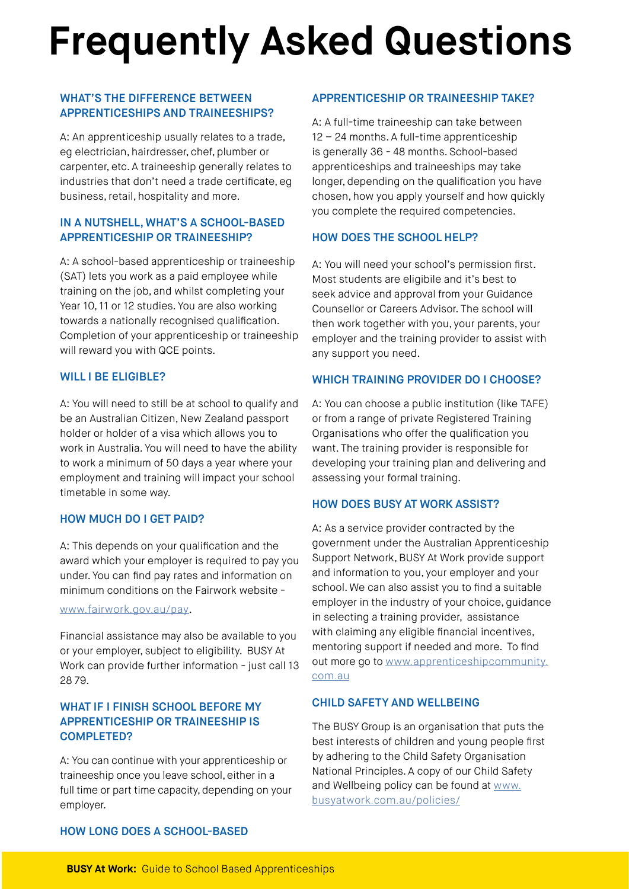# Frequently Asked Questions

### WHAT'S THE DIFFERENCE BETWEEN APPRENTICESHIPS AND TRAINEESHIPS?

A: An apprenticeship usually relates to a trade, eg electrician, hairdresser, chef, plumber or carpenter, etc. A traineeship generally relates to industries that don't need a trade certificate, eg business, retail, hospitality and more.

### IN A NUTSHELL, WHAT'S A SCHOOL-BASED APPRENTICESHIP OR TRAINEESHIP?

A: A school-based apprenticeship or traineeship (SAT) lets you work as a paid employee while training on the job, and whilst completing your Year 10, 11 or 12 studies. You are also working towards a nationally recognised qualification. Completion of your apprenticeship or traineeship will reward you with QCE points.

### WILL I BE ELIGIBLE?

A: You will need to still be at school to qualify and be an Australian Citizen, New Zealand passport holder or holder of a visa which allows you to work in Australia. You will need to have the ability to work a minimum of 50 days a year where your employment and training will impact your school timetable in some way.

### HOW MUCH DO I GET PAID?

A: This depends on your qualification and the award which your employer is required to pay you under. You can find pay rates and information on minimum conditions on the Fairwork website - www.fairwork.gov.au/pay.

Financial assistance may also be available to you or your employer, subject to eligibility. BUSY At Work can provide further information - just call 13 28 79.

### WHAT IF I FINISH SCHOOL BEFORE MY APPRENTICESHIP OR TRAINEESHIP IS COMPLETED?

A: You can continue with your apprenticeship or traineeship once you leave school, either in a full time or part time capacity, depending on your employer.

### HOW LONG DOES A SCHOOL-BASED APPRENTICESHIP OR TRAINEESHIP TAKE?

A: A full-time traineeship can take between 12 – 24 months. A full-time apprenticeship is generally 36 - 48 months. School-based apprenticeships and traineeships may take longer, depending on the qualification you have chosen, how you apply yourself and how quickly you complete the required competencies.

### HOW DOES THE SCHOOL HELP?

A: You will need your school's permission first. Most students are eligibile and it's best to seek advice and approval from your Guidance Counsellor or Careers Advisor. The school will then work together with you, your parents, your employer and the training provider to assist with any support you need.

### WHICH TRAINING PROVIDER DO I CHOOSE?

A: You can choose a public institution (like TAFE) or from a range of private Registered Training Organisations who offer the qualification you want. The training provider is responsible for developing your training plan and delivering and assessing your formal training.

### HOW DOES BUSY AT WORK ASSIST?

A: As a service provider contracted by the government under the Australian Apprenticeship Support Network, BUSY At Work provide support and information to you, your employer and your school. We can also assist you to find a suitable employer in the industry of your choice, guidance in selecting a training provider, assistance with claiming any eligible financial incentives, mentoring support if needed and more. To find out more go to www.apprenticeshipcommunity.com.au

### CHILD SAFETY AND WELLBEING

The BUSY Group is an organisation that puts the best interests of children and young people first by adhering to the Child Safety Organisation National Principles. A copy of our Child Safety and Wellbeing policy can be found at www.busyatwork.com.au/policies/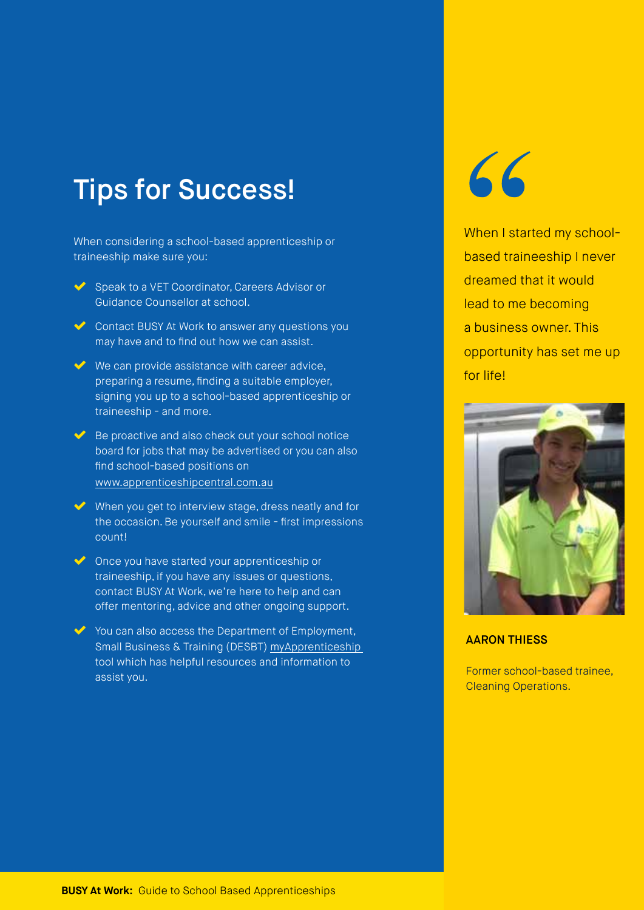# Tips for Success!

When considering a school-based apprenticeship or traineeship make sure you:

- Speak to a VET Coordinator, Careers Advisor or Guidance Counsellor at school.
- Contact BUSY At Work to answer any questions you may have and to find out how we can assist.
- We can provide assistance with career advice, preparing a resume, finding a suitable employer, signing you up to a school-based apprenticeship or traineeship - and more.
- Be proactive and also check out your school notice board for jobs that may be advertised or you can also find school-based positions on www.apprenticeshipcentral.com.au
- When you get to interview stage, dress neatly and for the occasion. Be yourself and smile - first impressions count!
- Once you have started your apprenticeship or traineeship, if you have any issues or questions, contact BUSY At Work, we're here to help and can offer mentoring, advice and other ongoing support.
- You can also access the Department of Employment, Small Business & Training (DESBT) myApprenticeship tool which has helpful resources and information to assist you.

> When I started my school-based traineeship I never dreamed that it would lead to me becoming a business owner. This opportunity has set me up for life!

**AARON THIESS**

Former school-based trainee, Cleaning Operations.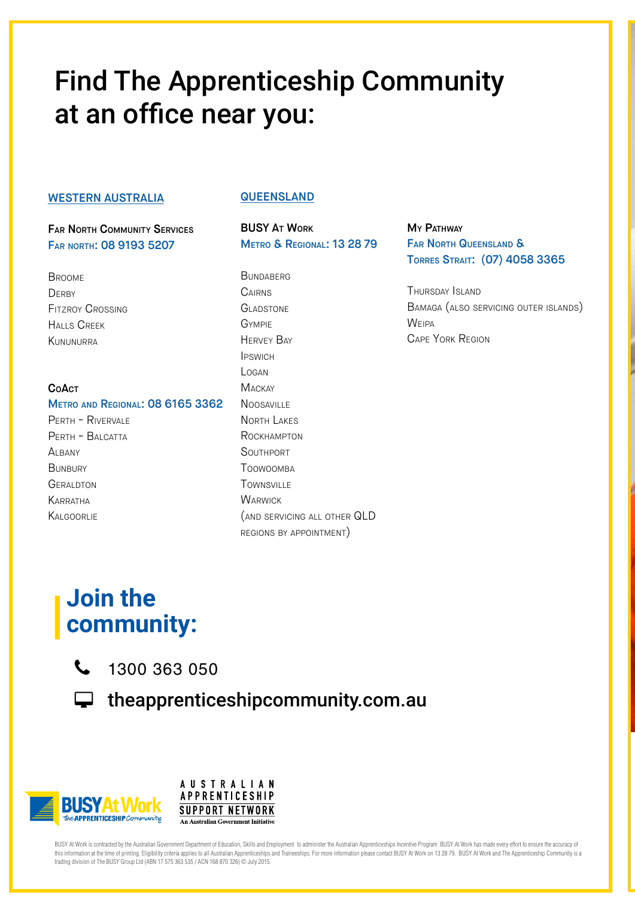# Find The Apprenticeship Community at an office near you:

## WESTERN AUSTRALIA

**Far North Community Services**
Far North: 08 9193 5207

Broome
Derby
Fitzroy Crossing
Halls Creek
Kununurra

**CoAct**
Metro and Regional: 08 6165 3362

Perth - Rivervale
Perth - Balcatta
Albany
Bunbury
Geraldton
Karratha
Kalgoorlie

## QUEENSLAND

**BUSY At Work**
Metro & Regional: 13 28 79

Bundaberg
Cairns
Gladstone
Gympie
Hervey Bay
Ipswich
Logan
Mackay
Noosaville
North Lakes
Rockhampton
Southport
Toowoomba
Townsville
Warwick
(and servicing all other QLD regions by appointment)

**My Pathway**
Far North Queensland & Torres Strait: (07) 4058 3365

Thursday Island
Bamaga (also servicing outer islands)
Weipa
Cape York Region

## Join the community:

1300 363 050

theapprenticeshipcommunity.com.au

BUSY At Work – the APPRENTICESHIP Community

AUSTRALIAN APPRENTICESHIP SUPPORT NETWORK
An Australian Government Initiative

BUSY At Work is contracted by the Australian Government Department of Education, Skills and Employment to administer the Australian Apprenticeships Incentive Program. BUSY At Work has made every effort to ensure the accuracy of this information at the time of printing. Eligibility criteria applies to all Australian Apprenticeships and Traineeships. For more information please contact BUSY At Work on 13 28 79. BUSY At Work and The Apprenticeship Community is a trading division of The BUSY Group Ltd (ABN 17 575 363 535 / ACN 168 870 326) © July 2015.